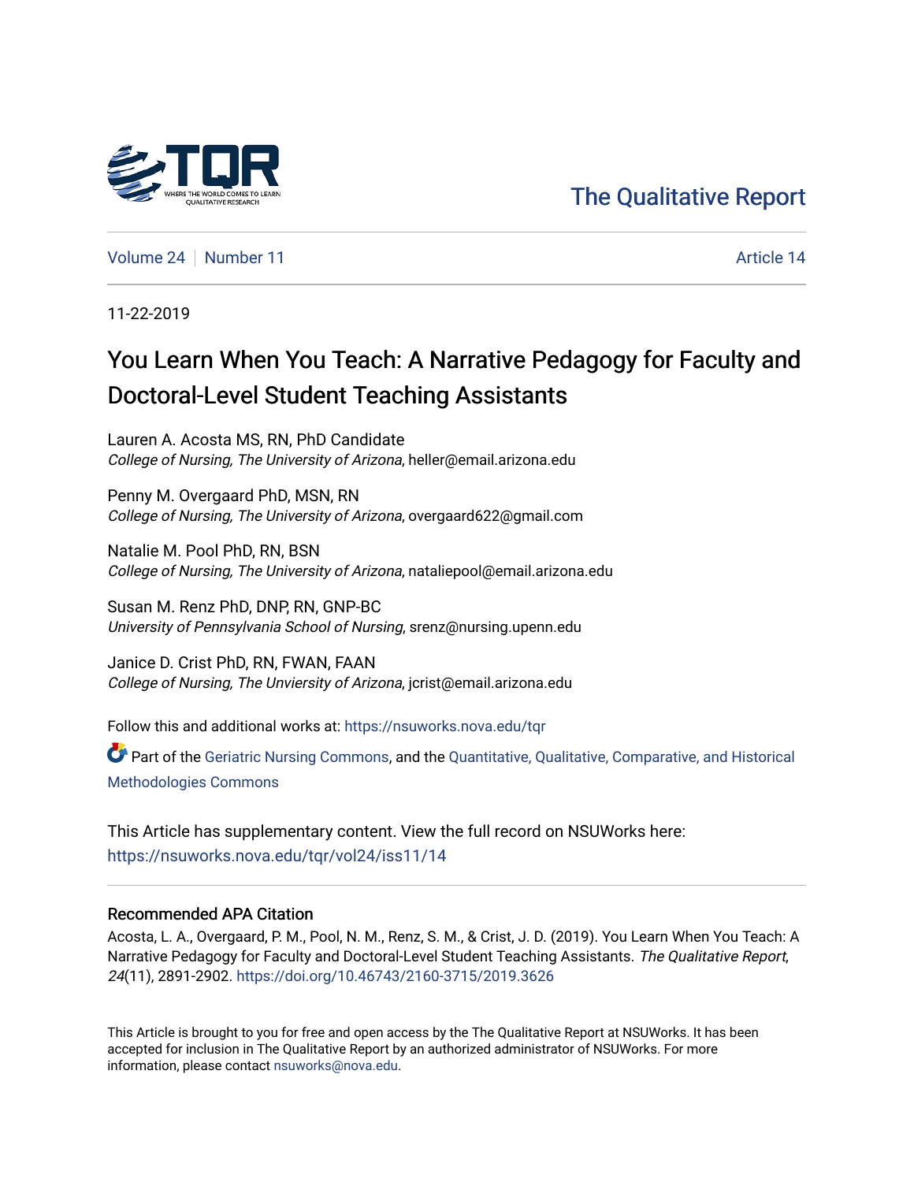The Qualitative Report

Volume 24 | Number 11 | Article 14

11-22-2019

# You Learn When You Teach: A Narrative Pedagogy for Faculty and Doctoral-Level Student Teaching Assistants

Lauren A. Acosta MS, RN, PhD Candidate
*College of Nursing, The University of Arizona*, heller@email.arizona.edu

Penny M. Overgaard PhD, MSN, RN
*College of Nursing, The University of Arizona*, overgaard622@gmail.com

Natalie M. Pool PhD, RN, BSN
*College of Nursing, The University of Arizona*, nataliepool@email.arizona.edu

Susan M. Renz PhD, DNP, RN, GNP-BC
*University of Pennsylvania School of Nursing*, srenz@nursing.upenn.edu

Janice D. Crist PhD, RN, FWAN, FAAN
*College of Nursing, The Unviersity of Arizona*, jcrist@email.arizona.edu

Follow this and additional works at: https://nsuworks.nova.edu/tqr

Part of the Geriatric Nursing Commons, and the Quantitative, Qualitative, Comparative, and Historical Methodologies Commons

This Article has supplementary content. View the full record on NSUWorks here: https://nsuworks.nova.edu/tqr/vol24/iss11/14

## Recommended APA Citation

Acosta, L. A., Overgaard, P. M., Pool, N. M., Renz, S. M., & Crist, J. D. (2019). You Learn When You Teach: A Narrative Pedagogy for Faculty and Doctoral-Level Student Teaching Assistants. *The Qualitative Report*, *24*(11), 2891-2902. https://doi.org/10.46743/2160-3715/2019.3626

This Article is brought to you for free and open access by the The Qualitative Report at NSUWorks. It has been accepted for inclusion in The Qualitative Report by an authorized administrator of NSUWorks. For more information, please contact nsuworks@nova.edu.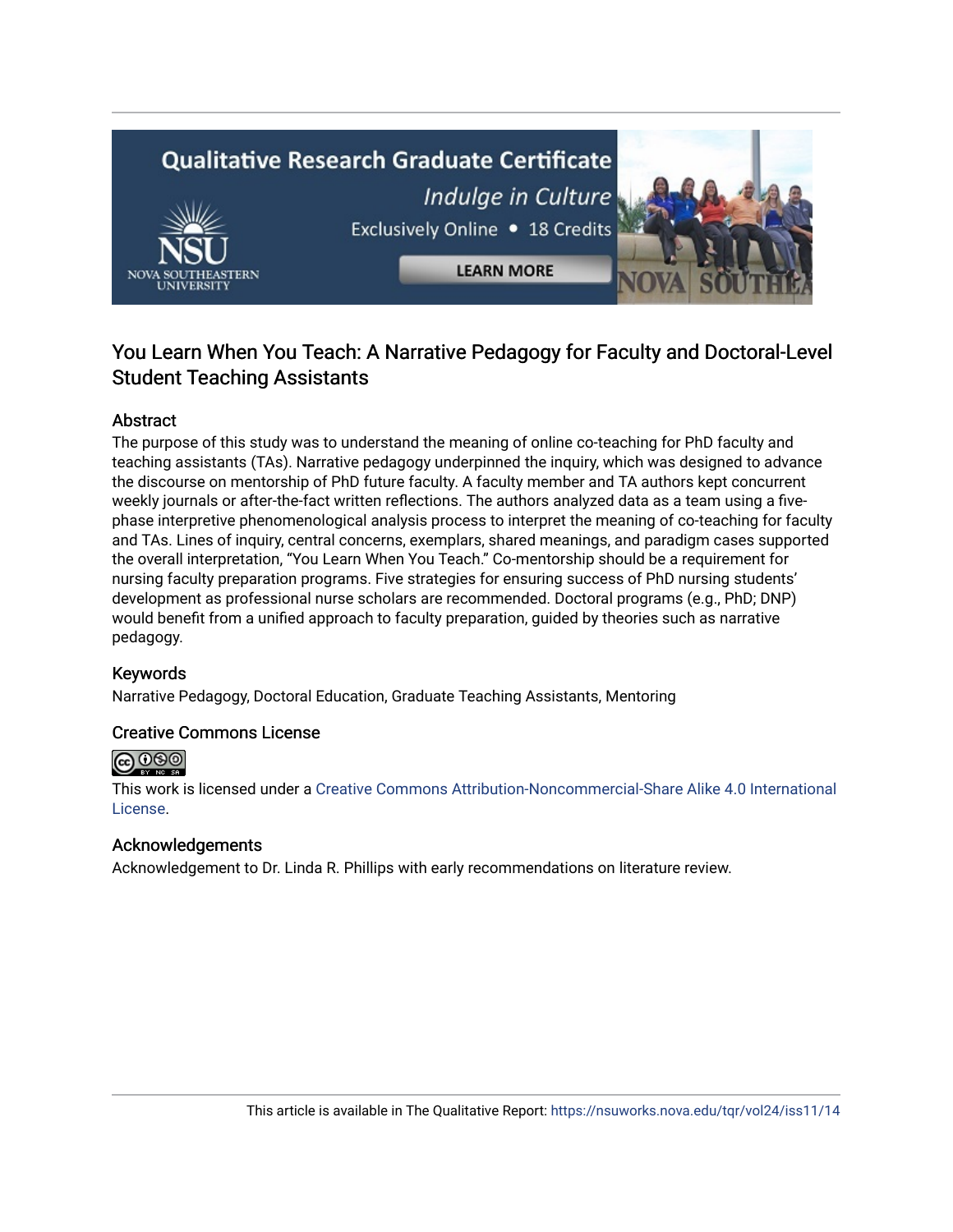Qualitative Research Graduate Certificate

*Indulge in Culture*

Exclusively Online • 18 Credits

LEARN MORE

## You Learn When You Teach: A Narrative Pedagogy for Faculty and Doctoral-Level Student Teaching Assistants

### Abstract

The purpose of this study was to understand the meaning of online co-teaching for PhD faculty and teaching assistants (TAs). Narrative pedagogy underpinned the inquiry, which was designed to advance the discourse on mentorship of PhD future faculty. A faculty member and TA authors kept concurrent weekly journals or after-the-fact written reflections. The authors analyzed data as a team using a five-phase interpretive phenomenological analysis process to interpret the meaning of co-teaching for faculty and TAs. Lines of inquiry, central concerns, exemplars, shared meanings, and paradigm cases supported the overall interpretation, "You Learn When You Teach." Co-mentorship should be a requirement for nursing faculty preparation programs. Five strategies for ensuring success of PhD nursing students' development as professional nurse scholars are recommended. Doctoral programs (e.g., PhD; DNP) would benefit from a unified approach to faculty preparation, guided by theories such as narrative pedagogy.

### Keywords

Narrative Pedagogy, Doctoral Education, Graduate Teaching Assistants, Mentoring

### Creative Commons License

This work is licensed under a Creative Commons Attribution-Noncommercial-Share Alike 4.0 International License.

### Acknowledgements

Acknowledgement to Dr. Linda R. Phillips with early recommendations on literature review.

This article is available in The Qualitative Report: https://nsuworks.nova.edu/tqr/vol24/iss11/14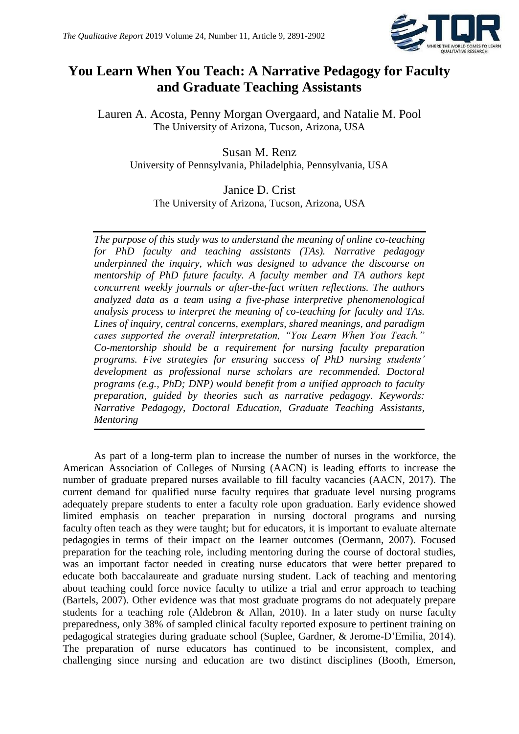# You Learn When You Teach: A Narrative Pedagogy for Faculty and Graduate Teaching Assistants

Lauren A. Acosta, Penny Morgan Overgaard, and Natalie M. Pool
The University of Arizona, Tucson, Arizona, USA

Susan M. Renz
University of Pennsylvania, Philadelphia, Pennsylvania, USA

Janice D. Crist
The University of Arizona, Tucson, Arizona, USA

*The purpose of this study was to understand the meaning of online co-teaching for PhD faculty and teaching assistants (TAs). Narrative pedagogy underpinned the inquiry, which was designed to advance the discourse on mentorship of PhD future faculty. A faculty member and TA authors kept concurrent weekly journals or after-the-fact written reflections. The authors analyzed data as a team using a five-phase interpretive phenomenological analysis process to interpret the meaning of co-teaching for faculty and TAs. Lines of inquiry, central concerns, exemplars, shared meanings, and paradigm cases supported the overall interpretation, "You Learn When You Teach." Co-mentorship should be a requirement for nursing faculty preparation programs. Five strategies for ensuring success of PhD nursing students' development as professional nurse scholars are recommended. Doctoral programs (e.g., PhD; DNP) would benefit from a unified approach to faculty preparation, guided by theories such as narrative pedagogy. Keywords: Narrative Pedagogy, Doctoral Education, Graduate Teaching Assistants, Mentoring*

As part of a long-term plan to increase the number of nurses in the workforce, the American Association of Colleges of Nursing (AACN) is leading efforts to increase the number of graduate prepared nurses available to fill faculty vacancies (AACN, 2017). The current demand for qualified nurse faculty requires that graduate level nursing programs adequately prepare students to enter a faculty role upon graduation. Early evidence showed limited emphasis on teacher preparation in nursing doctoral programs and nursing faculty often teach as they were taught; but for educators, it is important to evaluate alternate pedagogies in terms of their impact on the learner outcomes (Oermann, 2007). Focused preparation for the teaching role, including mentoring during the course of doctoral studies, was an important factor needed in creating nurse educators that were better prepared to educate both baccalaureate and graduate nursing student. Lack of teaching and mentoring about teaching could force novice faculty to utilize a trial and error approach to teaching (Bartels, 2007). Other evidence was that most graduate programs do not adequately prepare students for a teaching role (Aldebron & Allan, 2010). In a later study on nurse faculty preparedness, only 38% of sampled clinical faculty reported exposure to pertinent training on pedagogical strategies during graduate school (Suplee, Gardner, & Jerome-D'Emilia, 2014). The preparation of nurse educators has continued to be inconsistent, complex, and challenging since nursing and education are two distinct disciplines (Booth, Emerson,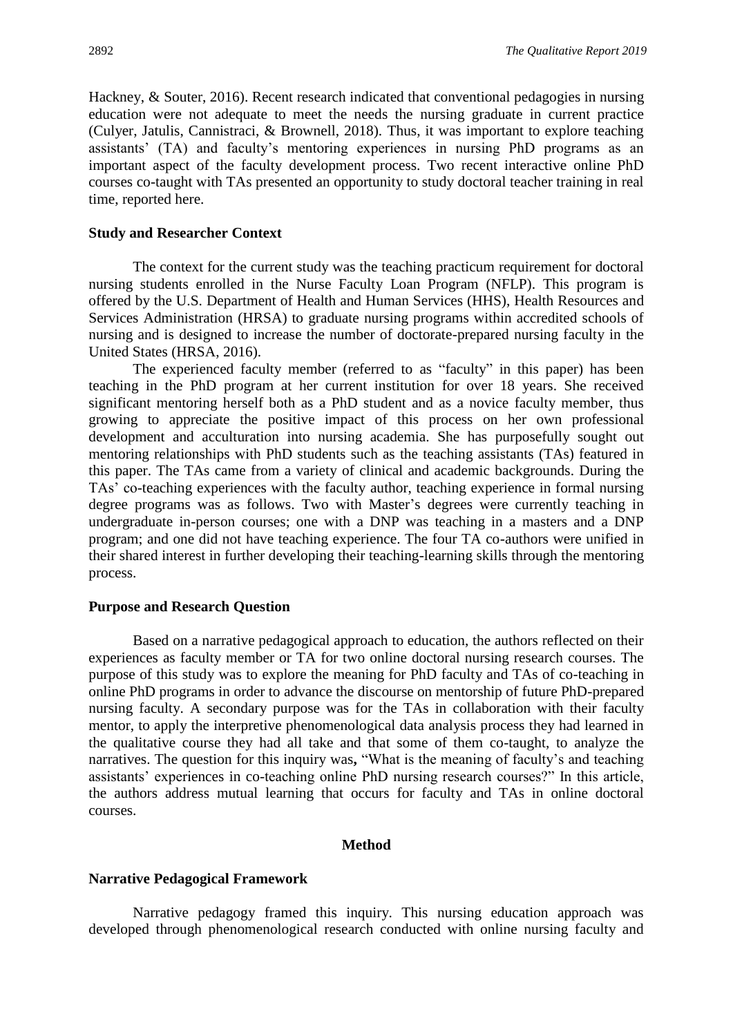Hackney, & Souter, 2016). Recent research indicated that conventional pedagogies in nursing education were not adequate to meet the needs the nursing graduate in current practice (Culyer, Jatulis, Cannistraci, & Brownell, 2018). Thus, it was important to explore teaching assistants' (TA) and faculty's mentoring experiences in nursing PhD programs as an important aspect of the faculty development process. Two recent interactive online PhD courses co-taught with TAs presented an opportunity to study doctoral teacher training in real time, reported here.

### Study and Researcher Context

The context for the current study was the teaching practicum requirement for doctoral nursing students enrolled in the Nurse Faculty Loan Program (NFLP). This program is offered by the U.S. Department of Health and Human Services (HHS), Health Resources and Services Administration (HRSA) to graduate nursing programs within accredited schools of nursing and is designed to increase the number of doctorate-prepared nursing faculty in the United States (HRSA, 2016).

The experienced faculty member (referred to as "faculty" in this paper) has been teaching in the PhD program at her current institution for over 18 years. She received significant mentoring herself both as a PhD student and as a novice faculty member, thus growing to appreciate the positive impact of this process on her own professional development and acculturation into nursing academia. She has purposefully sought out mentoring relationships with PhD students such as the teaching assistants (TAs) featured in this paper. The TAs came from a variety of clinical and academic backgrounds. During the TAs' co-teaching experiences with the faculty author, teaching experience in formal nursing degree programs was as follows. Two with Master's degrees were currently teaching in undergraduate in-person courses; one with a DNP was teaching in a masters and a DNP program; and one did not have teaching experience. The four TA co-authors were unified in their shared interest in further developing their teaching-learning skills through the mentoring process.

### Purpose and Research Question

Based on a narrative pedagogical approach to education, the authors reflected on their experiences as faculty member or TA for two online doctoral nursing research courses. The purpose of this study was to explore the meaning for PhD faculty and TAs of co-teaching in online PhD programs in order to advance the discourse on mentorship of future PhD-prepared nursing faculty. A secondary purpose was for the TAs in collaboration with their faculty mentor, to apply the interpretive phenomenological data analysis process they had learned in the qualitative course they had all take and that some of them co-taught, to analyze the narratives. The question for this inquiry was**,** "What is the meaning of faculty's and teaching assistants' experiences in co-teaching online PhD nursing research courses?" In this article, the authors address mutual learning that occurs for faculty and TAs in online doctoral courses.

## Method

### Narrative Pedagogical Framework

Narrative pedagogy framed this inquiry. This nursing education approach was developed through phenomenological research conducted with online nursing faculty and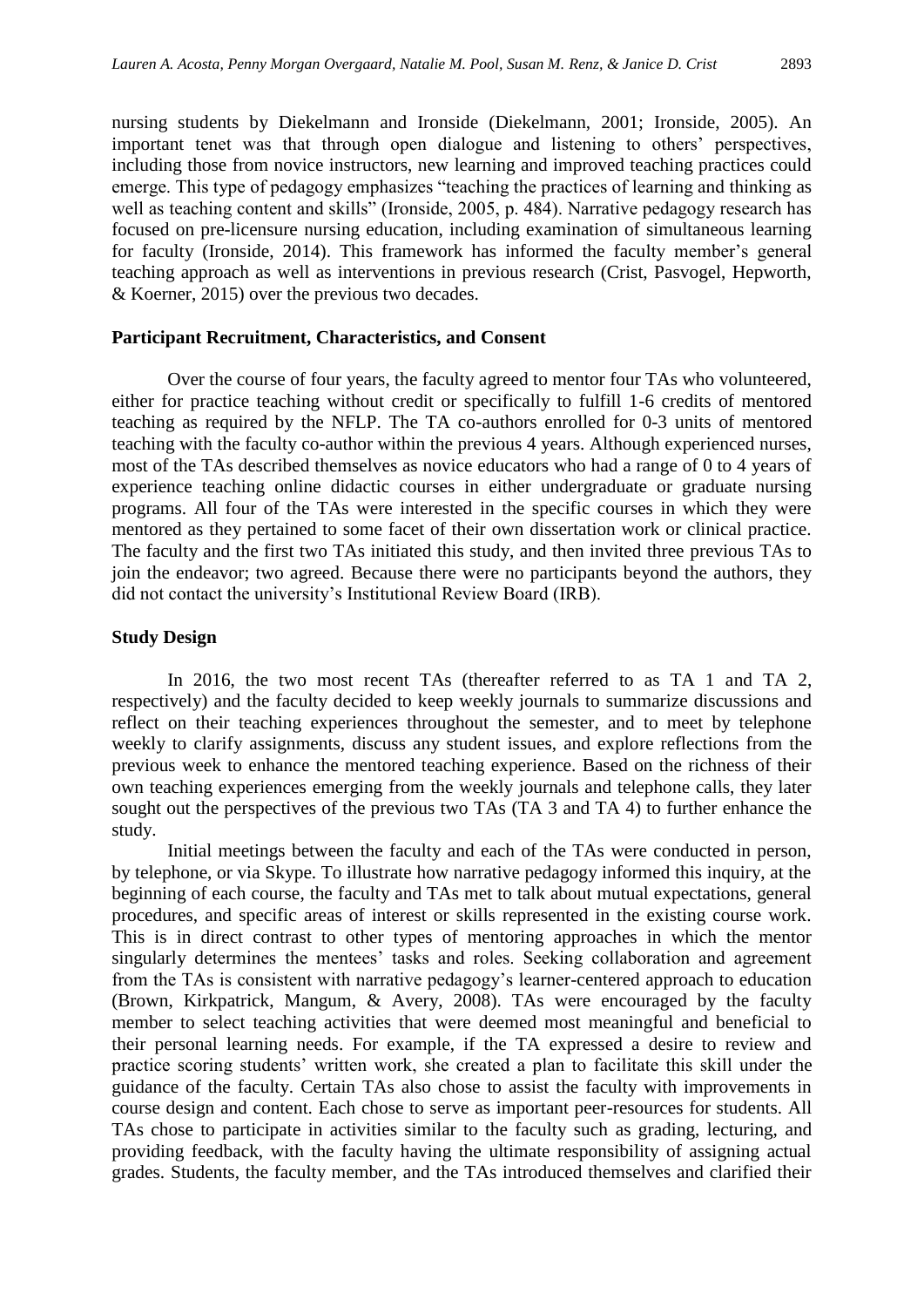nursing students by Diekelmann and Ironside (Diekelmann, 2001; Ironside, 2005). An important tenet was that through open dialogue and listening to others' perspectives, including those from novice instructors, new learning and improved teaching practices could emerge. This type of pedagogy emphasizes "teaching the practices of learning and thinking as well as teaching content and skills" (Ironside, 2005, p. 484). Narrative pedagogy research has focused on pre-licensure nursing education, including examination of simultaneous learning for faculty (Ironside, 2014). This framework has informed the faculty member's general teaching approach as well as interventions in previous research (Crist, Pasvogel, Hepworth, & Koerner, 2015) over the previous two decades.

### Participant Recruitment, Characteristics, and Consent

Over the course of four years, the faculty agreed to mentor four TAs who volunteered, either for practice teaching without credit or specifically to fulfill 1-6 credits of mentored teaching as required by the NFLP. The TA co-authors enrolled for 0-3 units of mentored teaching with the faculty co-author within the previous 4 years. Although experienced nurses, most of the TAs described themselves as novice educators who had a range of 0 to 4 years of experience teaching online didactic courses in either undergraduate or graduate nursing programs. All four of the TAs were interested in the specific courses in which they were mentored as they pertained to some facet of their own dissertation work or clinical practice. The faculty and the first two TAs initiated this study, and then invited three previous TAs to join the endeavor; two agreed. Because there were no participants beyond the authors, they did not contact the university's Institutional Review Board (IRB).

### Study Design

In 2016, the two most recent TAs (thereafter referred to as TA 1 and TA 2, respectively) and the faculty decided to keep weekly journals to summarize discussions and reflect on their teaching experiences throughout the semester, and to meet by telephone weekly to clarify assignments, discuss any student issues, and explore reflections from the previous week to enhance the mentored teaching experience. Based on the richness of their own teaching experiences emerging from the weekly journals and telephone calls, they later sought out the perspectives of the previous two TAs (TA 3 and TA 4) to further enhance the study.

Initial meetings between the faculty and each of the TAs were conducted in person, by telephone, or via Skype. To illustrate how narrative pedagogy informed this inquiry, at the beginning of each course, the faculty and TAs met to talk about mutual expectations, general procedures, and specific areas of interest or skills represented in the existing course work. This is in direct contrast to other types of mentoring approaches in which the mentor singularly determines the mentees' tasks and roles. Seeking collaboration and agreement from the TAs is consistent with narrative pedagogy's learner-centered approach to education (Brown, Kirkpatrick, Mangum, & Avery, 2008). TAs were encouraged by the faculty member to select teaching activities that were deemed most meaningful and beneficial to their personal learning needs. For example, if the TA expressed a desire to review and practice scoring students' written work, she created a plan to facilitate this skill under the guidance of the faculty. Certain TAs also chose to assist the faculty with improvements in course design and content. Each chose to serve as important peer-resources for students. All TAs chose to participate in activities similar to the faculty such as grading, lecturing, and providing feedback, with the faculty having the ultimate responsibility of assigning actual grades. Students, the faculty member, and the TAs introduced themselves and clarified their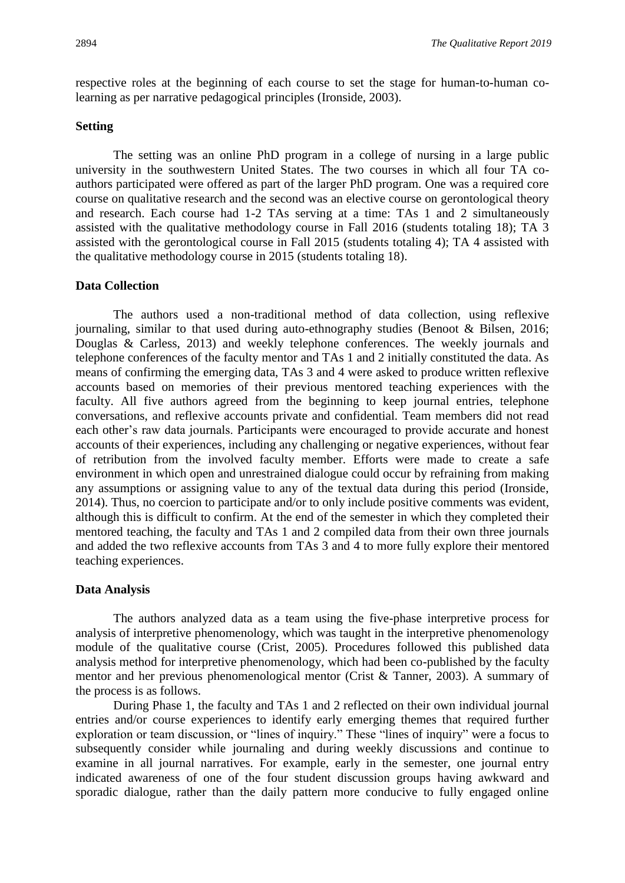respective roles at the beginning of each course to set the stage for human-to-human co-learning as per narrative pedagogical principles (Ironside, 2003).

### Setting

The setting was an online PhD program in a college of nursing in a large public university in the southwestern United States. The two courses in which all four TA co-authors participated were offered as part of the larger PhD program. One was a required core course on qualitative research and the second was an elective course on gerontological theory and research. Each course had 1-2 TAs serving at a time: TAs 1 and 2 simultaneously assisted with the qualitative methodology course in Fall 2016 (students totaling 18); TA 3 assisted with the gerontological course in Fall 2015 (students totaling 4); TA 4 assisted with the qualitative methodology course in 2015 (students totaling 18).

### Data Collection

The authors used a non-traditional method of data collection, using reflexive journaling, similar to that used during auto-ethnography studies (Benoot & Bilsen, 2016; Douglas & Carless, 2013) and weekly telephone conferences. The weekly journals and telephone conferences of the faculty mentor and TAs 1 and 2 initially constituted the data. As means of confirming the emerging data, TAs 3 and 4 were asked to produce written reflexive accounts based on memories of their previous mentored teaching experiences with the faculty. All five authors agreed from the beginning to keep journal entries, telephone conversations, and reflexive accounts private and confidential. Team members did not read each other's raw data journals. Participants were encouraged to provide accurate and honest accounts of their experiences, including any challenging or negative experiences, without fear of retribution from the involved faculty member. Efforts were made to create a safe environment in which open and unrestrained dialogue could occur by refraining from making any assumptions or assigning value to any of the textual data during this period (Ironside, 2014). Thus, no coercion to participate and/or to only include positive comments was evident, although this is difficult to confirm. At the end of the semester in which they completed their mentored teaching, the faculty and TAs 1 and 2 compiled data from their own three journals and added the two reflexive accounts from TAs 3 and 4 to more fully explore their mentored teaching experiences.

### Data Analysis

The authors analyzed data as a team using the five-phase interpretive process for analysis of interpretive phenomenology, which was taught in the interpretive phenomenology module of the qualitative course (Crist, 2005). Procedures followed this published data analysis method for interpretive phenomenology, which had been co-published by the faculty mentor and her previous phenomenological mentor (Crist & Tanner, 2003). A summary of the process is as follows.

During Phase 1, the faculty and TAs 1 and 2 reflected on their own individual journal entries and/or course experiences to identify early emerging themes that required further exploration or team discussion, or "lines of inquiry." These "lines of inquiry" were a focus to subsequently consider while journaling and during weekly discussions and continue to examine in all journal narratives. For example, early in the semester, one journal entry indicated awareness of one of the four student discussion groups having awkward and sporadic dialogue, rather than the daily pattern more conducive to fully engaged online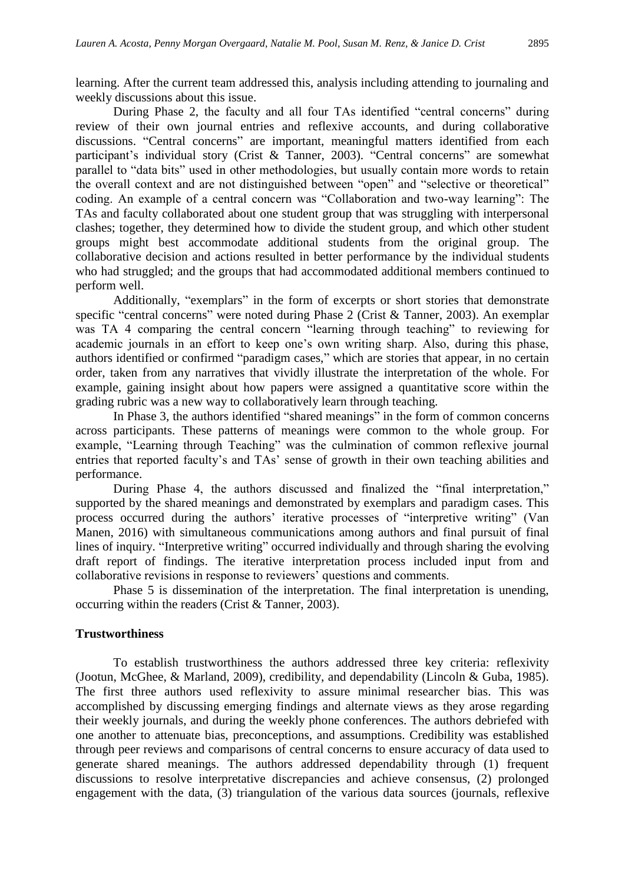learning. After the current team addressed this, analysis including attending to journaling and weekly discussions about this issue.

During Phase 2, the faculty and all four TAs identified "central concerns" during review of their own journal entries and reflexive accounts, and during collaborative discussions. "Central concerns" are important, meaningful matters identified from each participant's individual story (Crist & Tanner, 2003). "Central concerns" are somewhat parallel to "data bits" used in other methodologies, but usually contain more words to retain the overall context and are not distinguished between "open" and "selective or theoretical" coding. An example of a central concern was "Collaboration and two-way learning": The TAs and faculty collaborated about one student group that was struggling with interpersonal clashes; together, they determined how to divide the student group, and which other student groups might best accommodate additional students from the original group. The collaborative decision and actions resulted in better performance by the individual students who had struggled; and the groups that had accommodated additional members continued to perform well.

Additionally, "exemplars" in the form of excerpts or short stories that demonstrate specific "central concerns" were noted during Phase 2 (Crist & Tanner, 2003). An exemplar was TA 4 comparing the central concern "learning through teaching" to reviewing for academic journals in an effort to keep one's own writing sharp. Also, during this phase, authors identified or confirmed "paradigm cases," which are stories that appear, in no certain order, taken from any narratives that vividly illustrate the interpretation of the whole. For example, gaining insight about how papers were assigned a quantitative score within the grading rubric was a new way to collaboratively learn through teaching.

In Phase 3, the authors identified "shared meanings" in the form of common concerns across participants. These patterns of meanings were common to the whole group. For example, "Learning through Teaching" was the culmination of common reflexive journal entries that reported faculty's and TAs' sense of growth in their own teaching abilities and performance.

During Phase 4, the authors discussed and finalized the "final interpretation," supported by the shared meanings and demonstrated by exemplars and paradigm cases. This process occurred during the authors' iterative processes of "interpretive writing" (Van Manen, 2016) with simultaneous communications among authors and final pursuit of final lines of inquiry. "Interpretive writing" occurred individually and through sharing the evolving draft report of findings. The iterative interpretation process included input from and collaborative revisions in response to reviewers' questions and comments.

Phase 5 is dissemination of the interpretation. The final interpretation is unending, occurring within the readers (Crist & Tanner, 2003).

## Trustworthiness

To establish trustworthiness the authors addressed three key criteria: reflexivity (Jootun, McGhee, & Marland, 2009), credibility, and dependability (Lincoln & Guba, 1985). The first three authors used reflexivity to assure minimal researcher bias. This was accomplished by discussing emerging findings and alternate views as they arose regarding their weekly journals, and during the weekly phone conferences. The authors debriefed with one another to attenuate bias, preconceptions, and assumptions. Credibility was established through peer reviews and comparisons of central concerns to ensure accuracy of data used to generate shared meanings. The authors addressed dependability through (1) frequent discussions to resolve interpretative discrepancies and achieve consensus, (2) prolonged engagement with the data, (3) triangulation of the various data sources (journals, reflexive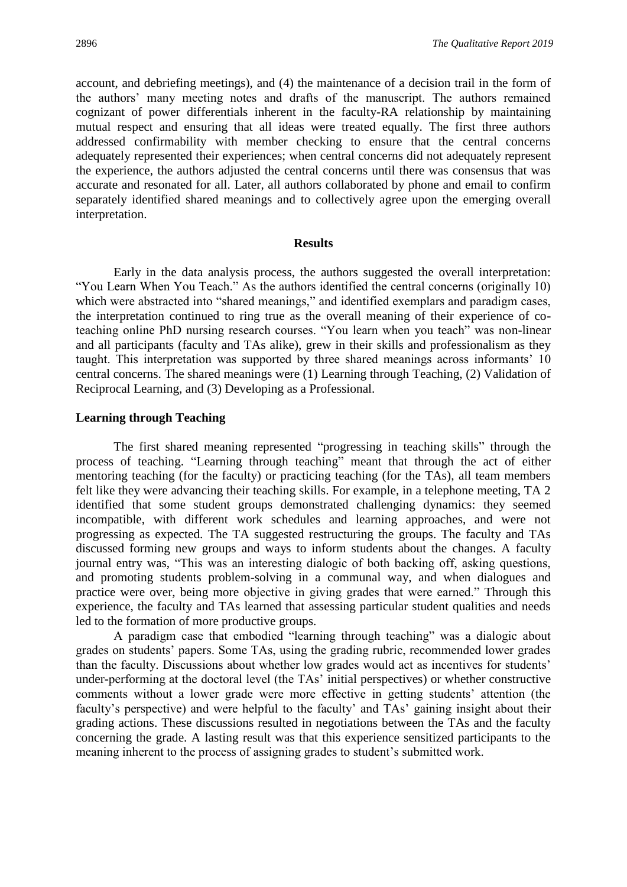account, and debriefing meetings), and (4) the maintenance of a decision trail in the form of the authors' many meeting notes and drafts of the manuscript. The authors remained cognizant of power differentials inherent in the faculty-RA relationship by maintaining mutual respect and ensuring that all ideas were treated equally. The first three authors addressed confirmability with member checking to ensure that the central concerns adequately represented their experiences; when central concerns did not adequately represent the experience, the authors adjusted the central concerns until there was consensus that was accurate and resonated for all. Later, all authors collaborated by phone and email to confirm separately identified shared meanings and to collectively agree upon the emerging overall interpretation.

## Results

Early in the data analysis process, the authors suggested the overall interpretation: "You Learn When You Teach." As the authors identified the central concerns (originally 10) which were abstracted into "shared meanings," and identified exemplars and paradigm cases, the interpretation continued to ring true as the overall meaning of their experience of co-teaching online PhD nursing research courses. "You learn when you teach" was non-linear and all participants (faculty and TAs alike), grew in their skills and professionalism as they taught. This interpretation was supported by three shared meanings across informants' 10 central concerns. The shared meanings were (1) Learning through Teaching, (2) Validation of Reciprocal Learning, and (3) Developing as a Professional.

### Learning through Teaching

The first shared meaning represented "progressing in teaching skills" through the process of teaching. "Learning through teaching" meant that through the act of either mentoring teaching (for the faculty) or practicing teaching (for the TAs), all team members felt like they were advancing their teaching skills. For example, in a telephone meeting, TA 2 identified that some student groups demonstrated challenging dynamics: they seemed incompatible, with different work schedules and learning approaches, and were not progressing as expected. The TA suggested restructuring the groups. The faculty and TAs discussed forming new groups and ways to inform students about the changes. A faculty journal entry was, "This was an interesting dialogic of both backing off, asking questions, and promoting students problem-solving in a communal way, and when dialogues and practice were over, being more objective in giving grades that were earned." Through this experience, the faculty and TAs learned that assessing particular student qualities and needs led to the formation of more productive groups.

A paradigm case that embodied "learning through teaching" was a dialogic about grades on students' papers. Some TAs, using the grading rubric, recommended lower grades than the faculty. Discussions about whether low grades would act as incentives for students' under-performing at the doctoral level (the TAs' initial perspectives) or whether constructive comments without a lower grade were more effective in getting students' attention (the faculty's perspective) and were helpful to the faculty' and TAs' gaining insight about their grading actions. These discussions resulted in negotiations between the TAs and the faculty concerning the grade. A lasting result was that this experience sensitized participants to the meaning inherent to the process of assigning grades to student's submitted work.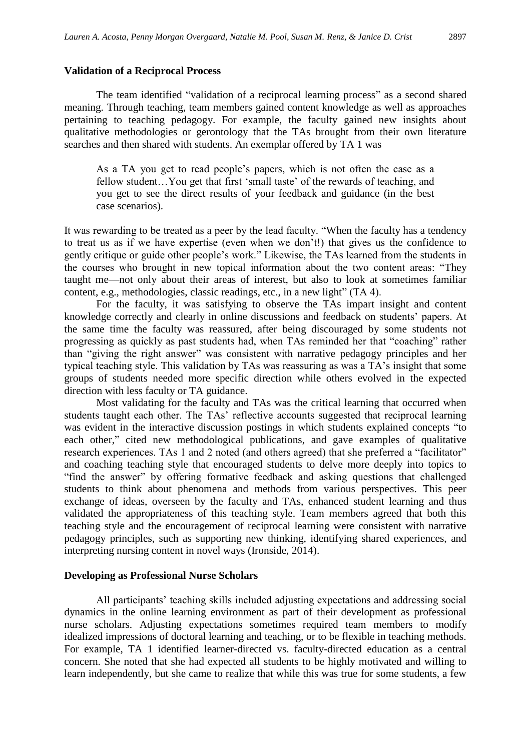### Validation of a Reciprocal Process

The team identified "validation of a reciprocal learning process" as a second shared meaning. Through teaching, team members gained content knowledge as well as approaches pertaining to teaching pedagogy. For example, the faculty gained new insights about qualitative methodologies or gerontology that the TAs brought from their own literature searches and then shared with students. An exemplar offered by TA 1 was

> As a TA you get to read people's papers, which is not often the case as a fellow student…You get that first 'small taste' of the rewards of teaching, and you get to see the direct results of your feedback and guidance (in the best case scenarios).

It was rewarding to be treated as a peer by the lead faculty. "When the faculty has a tendency to treat us as if we have expertise (even when we don't!) that gives us the confidence to gently critique or guide other people's work." Likewise, the TAs learned from the students in the courses who brought in new topical information about the two content areas: "They taught me—not only about their areas of interest, but also to look at sometimes familiar content, e.g., methodologies, classic readings, etc., in a new light" (TA 4).

For the faculty, it was satisfying to observe the TAs impart insight and content knowledge correctly and clearly in online discussions and feedback on students' papers. At the same time the faculty was reassured, after being discouraged by some students not progressing as quickly as past students had, when TAs reminded her that "coaching" rather than "giving the right answer" was consistent with narrative pedagogy principles and her typical teaching style. This validation by TAs was reassuring as was a TA's insight that some groups of students needed more specific direction while others evolved in the expected direction with less faculty or TA guidance.

Most validating for the faculty and TAs was the critical learning that occurred when students taught each other. The TAs' reflective accounts suggested that reciprocal learning was evident in the interactive discussion postings in which students explained concepts "to each other," cited new methodological publications, and gave examples of qualitative research experiences. TAs 1 and 2 noted (and others agreed) that she preferred a "facilitator" and coaching teaching style that encouraged students to delve more deeply into topics to "find the answer" by offering formative feedback and asking questions that challenged students to think about phenomena and methods from various perspectives. This peer exchange of ideas, overseen by the faculty and TAs, enhanced student learning and thus validated the appropriateness of this teaching style. Team members agreed that both this teaching style and the encouragement of reciprocal learning were consistent with narrative pedagogy principles, such as supporting new thinking, identifying shared experiences, and interpreting nursing content in novel ways (Ironside, 2014).

### Developing as Professional Nurse Scholars

All participants' teaching skills included adjusting expectations and addressing social dynamics in the online learning environment as part of their development as professional nurse scholars. Adjusting expectations sometimes required team members to modify idealized impressions of doctoral learning and teaching, or to be flexible in teaching methods. For example, TA 1 identified learner-directed vs. faculty-directed education as a central concern. She noted that she had expected all students to be highly motivated and willing to learn independently, but she came to realize that while this was true for some students, a few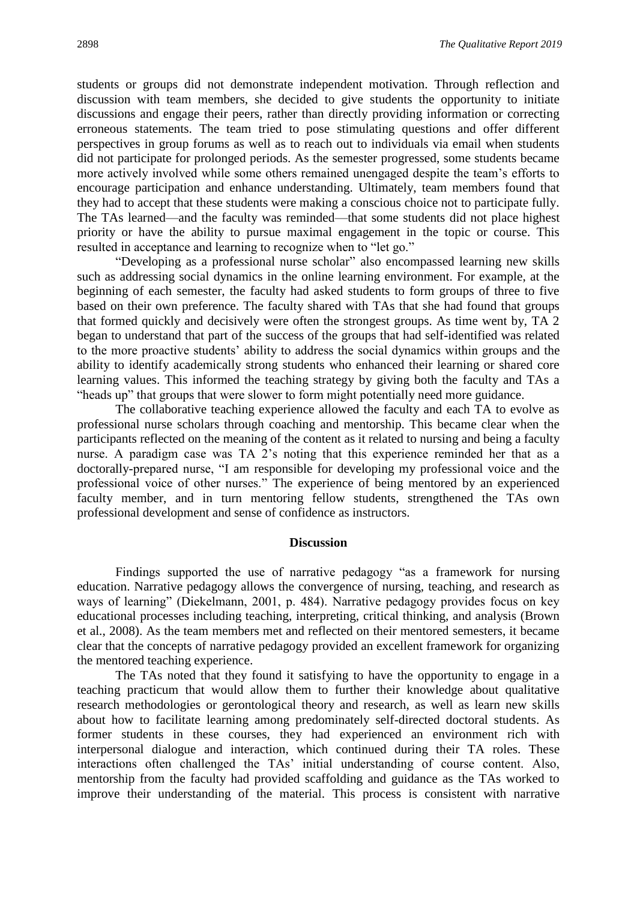students or groups did not demonstrate independent motivation. Through reflection and discussion with team members, she decided to give students the opportunity to initiate discussions and engage their peers, rather than directly providing information or correcting erroneous statements. The team tried to pose stimulating questions and offer different perspectives in group forums as well as to reach out to individuals via email when students did not participate for prolonged periods. As the semester progressed, some students became more actively involved while some others remained unengaged despite the team's efforts to encourage participation and enhance understanding. Ultimately, team members found that they had to accept that these students were making a conscious choice not to participate fully. The TAs learned—and the faculty was reminded—that some students did not place highest priority or have the ability to pursue maximal engagement in the topic or course. This resulted in acceptance and learning to recognize when to "let go."

"Developing as a professional nurse scholar" also encompassed learning new skills such as addressing social dynamics in the online learning environment. For example, at the beginning of each semester, the faculty had asked students to form groups of three to five based on their own preference. The faculty shared with TAs that she had found that groups that formed quickly and decisively were often the strongest groups. As time went by, TA 2 began to understand that part of the success of the groups that had self-identified was related to the more proactive students' ability to address the social dynamics within groups and the ability to identify academically strong students who enhanced their learning or shared core learning values. This informed the teaching strategy by giving both the faculty and TAs a "heads up" that groups that were slower to form might potentially need more guidance.

The collaborative teaching experience allowed the faculty and each TA to evolve as professional nurse scholars through coaching and mentorship. This became clear when the participants reflected on the meaning of the content as it related to nursing and being a faculty nurse. A paradigm case was TA 2's noting that this experience reminded her that as a doctorally-prepared nurse, "I am responsible for developing my professional voice and the professional voice of other nurses." The experience of being mentored by an experienced faculty member, and in turn mentoring fellow students, strengthened the TAs own professional development and sense of confidence as instructors.

## Discussion

Findings supported the use of narrative pedagogy "as a framework for nursing education. Narrative pedagogy allows the convergence of nursing, teaching, and research as ways of learning" (Diekelmann, 2001, p. 484). Narrative pedagogy provides focus on key educational processes including teaching, interpreting, critical thinking, and analysis (Brown et al., 2008). As the team members met and reflected on their mentored semesters, it became clear that the concepts of narrative pedagogy provided an excellent framework for organizing the mentored teaching experience.

The TAs noted that they found it satisfying to have the opportunity to engage in a teaching practicum that would allow them to further their knowledge about qualitative research methodologies or gerontological theory and research, as well as learn new skills about how to facilitate learning among predominately self-directed doctoral students. As former students in these courses, they had experienced an environment rich with interpersonal dialogue and interaction, which continued during their TA roles. These interactions often challenged the TAs' initial understanding of course content. Also, mentorship from the faculty had provided scaffolding and guidance as the TAs worked to improve their understanding of the material. This process is consistent with narrative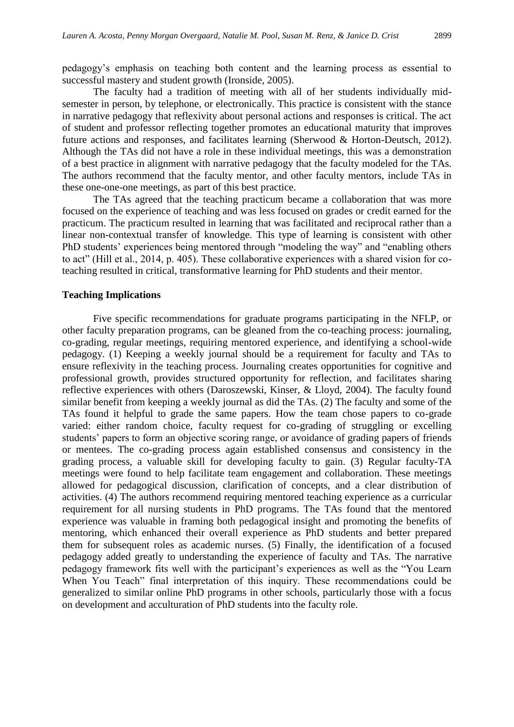pedagogy's emphasis on teaching both content and the learning process as essential to successful mastery and student growth (Ironside, 2005).

The faculty had a tradition of meeting with all of her students individually mid-semester in person, by telephone, or electronically. This practice is consistent with the stance in narrative pedagogy that reflexivity about personal actions and responses is critical. The act of student and professor reflecting together promotes an educational maturity that improves future actions and responses, and facilitates learning (Sherwood & Horton-Deutsch, 2012). Although the TAs did not have a role in these individual meetings, this was a demonstration of a best practice in alignment with narrative pedagogy that the faculty modeled for the TAs. The authors recommend that the faculty mentor, and other faculty mentors, include TAs in these one-one-one meetings, as part of this best practice.

The TAs agreed that the teaching practicum became a collaboration that was more focused on the experience of teaching and was less focused on grades or credit earned for the practicum. The practicum resulted in learning that was facilitated and reciprocal rather than a linear non-contextual transfer of knowledge. This type of learning is consistent with other PhD students' experiences being mentored through "modeling the way" and "enabling others to act" (Hill et al., 2014, p. 405). These collaborative experiences with a shared vision for co-teaching resulted in critical, transformative learning for PhD students and their mentor.

**Teaching Implications**

Five specific recommendations for graduate programs participating in the NFLP, or other faculty preparation programs, can be gleaned from the co-teaching process: journaling, co-grading, regular meetings, requiring mentored experience, and identifying a school-wide pedagogy. (1) Keeping a weekly journal should be a requirement for faculty and TAs to ensure reflexivity in the teaching process. Journaling creates opportunities for cognitive and professional growth, provides structured opportunity for reflection, and facilitates sharing reflective experiences with others (Daroszewski, Kinser, & Lloyd, 2004). The faculty found similar benefit from keeping a weekly journal as did the TAs. (2) The faculty and some of the TAs found it helpful to grade the same papers. How the team chose papers to co-grade varied: either random choice, faculty request for co-grading of struggling or excelling students' papers to form an objective scoring range, or avoidance of grading papers of friends or mentees. The co-grading process again established consensus and consistency in the grading process, a valuable skill for developing faculty to gain. (3) Regular faculty-TA meetings were found to help facilitate team engagement and collaboration. These meetings allowed for pedagogical discussion, clarification of concepts, and a clear distribution of activities. (4) The authors recommend requiring mentored teaching experience as a curricular requirement for all nursing students in PhD programs. The TAs found that the mentored experience was valuable in framing both pedagogical insight and promoting the benefits of mentoring, which enhanced their overall experience as PhD students and better prepared them for subsequent roles as academic nurses. (5) Finally, the identification of a focused pedagogy added greatly to understanding the experience of faculty and TAs. The narrative pedagogy framework fits well with the participant's experiences as well as the "You Learn When You Teach" final interpretation of this inquiry. These recommendations could be generalized to similar online PhD programs in other schools, particularly those with a focus on development and acculturation of PhD students into the faculty role.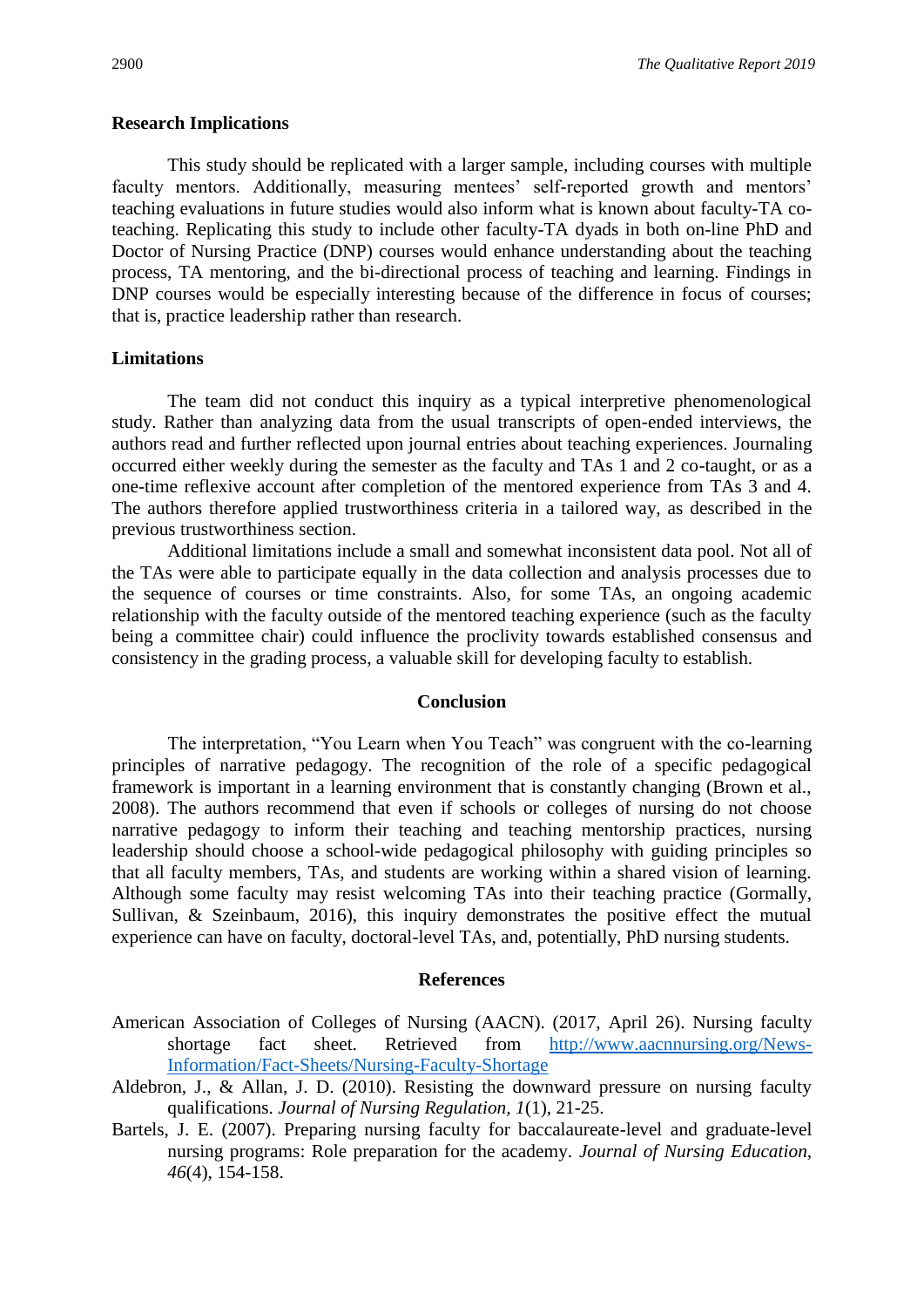### Research Implications

This study should be replicated with a larger sample, including courses with multiple faculty mentors. Additionally, measuring mentees' self-reported growth and mentors' teaching evaluations in future studies would also inform what is known about faculty-TA co-teaching. Replicating this study to include other faculty-TA dyads in both on-line PhD and Doctor of Nursing Practice (DNP) courses would enhance understanding about the teaching process, TA mentoring, and the bi-directional process of teaching and learning. Findings in DNP courses would be especially interesting because of the difference in focus of courses; that is, practice leadership rather than research.

### Limitations

The team did not conduct this inquiry as a typical interpretive phenomenological study. Rather than analyzing data from the usual transcripts of open-ended interviews, the authors read and further reflected upon journal entries about teaching experiences. Journaling occurred either weekly during the semester as the faculty and TAs 1 and 2 co-taught, or as a one-time reflexive account after completion of the mentored experience from TAs 3 and 4. The authors therefore applied trustworthiness criteria in a tailored way, as described in the previous trustworthiness section.

Additional limitations include a small and somewhat inconsistent data pool. Not all of the TAs were able to participate equally in the data collection and analysis processes due to the sequence of courses or time constraints. Also, for some TAs, an ongoing academic relationship with the faculty outside of the mentored teaching experience (such as the faculty being a committee chair) could influence the proclivity towards established consensus and consistency in the grading process, a valuable skill for developing faculty to establish.

## Conclusion

The interpretation, "You Learn when You Teach" was congruent with the co-learning principles of narrative pedagogy. The recognition of the role of a specific pedagogical framework is important in a learning environment that is constantly changing (Brown et al., 2008). The authors recommend that even if schools or colleges of nursing do not choose narrative pedagogy to inform their teaching and teaching mentorship practices, nursing leadership should choose a school-wide pedagogical philosophy with guiding principles so that all faculty members, TAs, and students are working within a shared vision of learning. Although some faculty may resist welcoming TAs into their teaching practice (Gormally, Sullivan, & Szeinbaum, 2016), this inquiry demonstrates the positive effect the mutual experience can have on faculty, doctoral-level TAs, and, potentially, PhD nursing students.

## References

American Association of Colleges of Nursing (AACN). (2017, April 26). Nursing faculty shortage fact sheet. Retrieved from http://www.aacnnursing.org/News-Information/Fact-Sheets/Nursing-Faculty-Shortage

Aldebron, J., & Allan, J. D. (2010). Resisting the downward pressure on nursing faculty qualifications. *Journal of Nursing Regulation, 1*(1), 21-25.

Bartels, J. E. (2007). Preparing nursing faculty for baccalaureate-level and graduate-level nursing programs: Role preparation for the academy. *Journal of Nursing Education*, *46*(4), 154-158.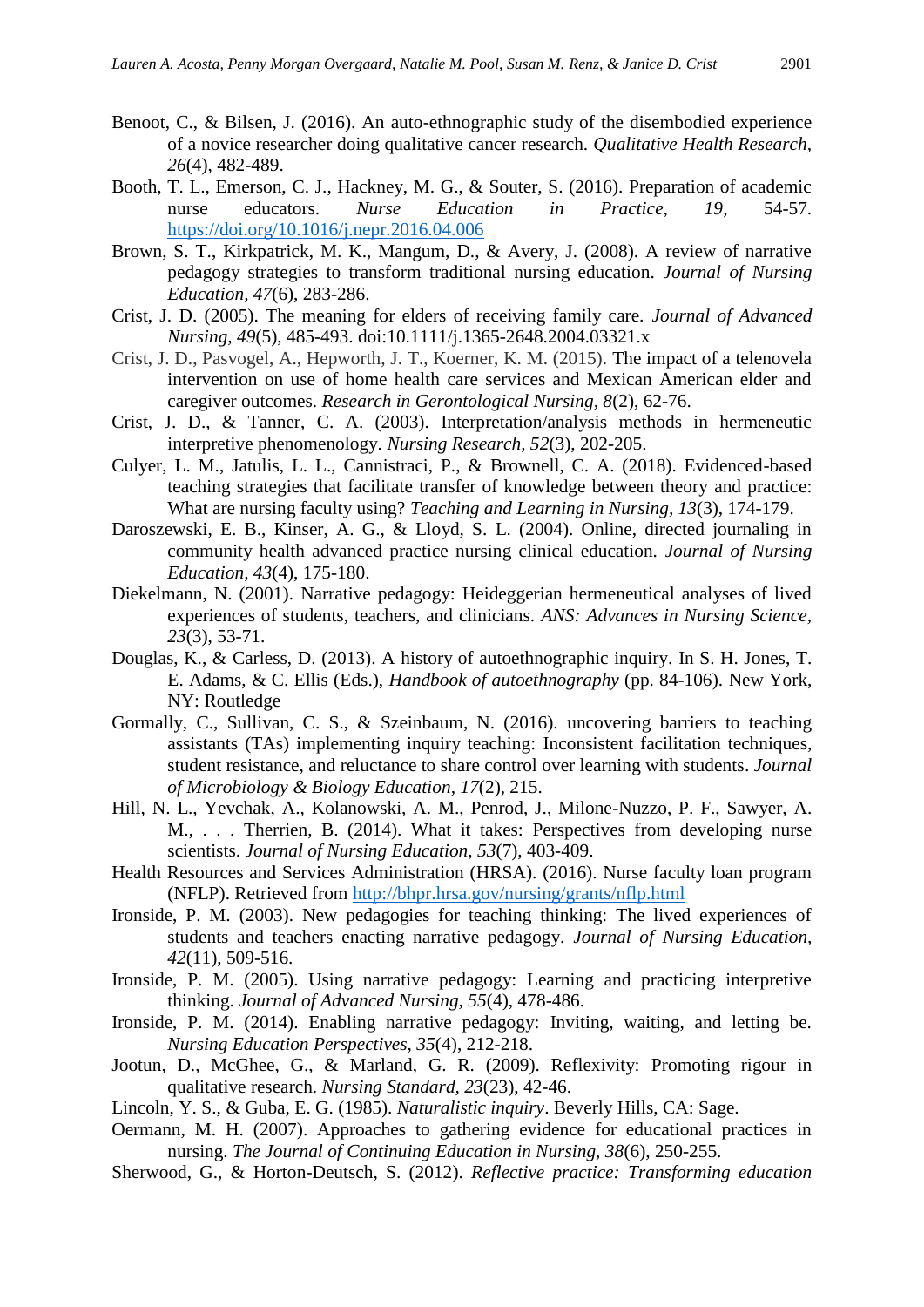Benoot, C., & Bilsen, J. (2016). An auto-ethnographic study of the disembodied experience of a novice researcher doing qualitative cancer research. *Qualitative Health Research, 26*(4), 482-489.

Booth, T. L., Emerson, C. J., Hackney, M. G., & Souter, S. (2016). Preparation of academic nurse educators. *Nurse Education in Practice, 19*, 54-57. https://doi.org/10.1016/j.nepr.2016.04.006

Brown, S. T., Kirkpatrick, M. K., Mangum, D., & Avery, J. (2008). A review of narrative pedagogy strategies to transform traditional nursing education. *Journal of Nursing Education, 47*(6), 283-286.

Crist, J. D. (2005). The meaning for elders of receiving family care. *Journal of Advanced Nursing, 49*(5), 485-493. doi:10.1111/j.1365-2648.2004.03321.x

Crist, J. D., Pasvogel, A., Hepworth, J. T., Koerner, K. M. (2015). The impact of a telenovela intervention on use of home health care services and Mexican American elder and caregiver outcomes. *Research in Gerontological Nursing, 8*(2), 62-76.

Crist, J. D., & Tanner, C. A. (2003). Interpretation/analysis methods in hermeneutic interpretive phenomenology. *Nursing Research, 52*(3), 202-205.

Culyer, L. M., Jatulis, L. L., Cannistraci, P., & Brownell, C. A. (2018). Evidenced-based teaching strategies that facilitate transfer of knowledge between theory and practice: What are nursing faculty using? *Teaching and Learning in Nursing, 13*(3), 174-179.

Daroszewski, E. B., Kinser, A. G., & Lloyd, S. L. (2004). Online, directed journaling in community health advanced practice nursing clinical education. *Journal of Nursing Education, 43*(4), 175-180.

Diekelmann, N. (2001). Narrative pedagogy: Heideggerian hermeneutical analyses of lived experiences of students, teachers, and clinicians. *ANS: Advances in Nursing Science, 23*(3), 53-71.

Douglas, K., & Carless, D. (2013). A history of autoethnographic inquiry. In S. H. Jones, T. E. Adams, & C. Ellis (Eds.), *Handbook of autoethnography* (pp. 84-106). New York, NY: Routledge

Gormally, C., Sullivan, C. S., & Szeinbaum, N. (2016). uncovering barriers to teaching assistants (TAs) implementing inquiry teaching: Inconsistent facilitation techniques, student resistance, and reluctance to share control over learning with students. *Journal of Microbiology & Biology Education, 17*(2), 215.

Hill, N. L., Yevchak, A., Kolanowski, A. M., Penrod, J., Milone-Nuzzo, P. F., Sawyer, A. M., . . . Therrien, B. (2014). What it takes: Perspectives from developing nurse scientists. *Journal of Nursing Education, 53*(7), 403-409.

Health Resources and Services Administration (HRSA). (2016). Nurse faculty loan program (NFLP). Retrieved from http://bhpr.hrsa.gov/nursing/grants/nflp.html

Ironside, P. M. (2003). New pedagogies for teaching thinking: The lived experiences of students and teachers enacting narrative pedagogy. *Journal of Nursing Education, 42*(11), 509-516.

Ironside, P. M. (2005). Using narrative pedagogy: Learning and practicing interpretive thinking. *Journal of Advanced Nursing, 55*(4), 478-486.

Ironside, P. M. (2014). Enabling narrative pedagogy: Inviting, waiting, and letting be. *Nursing Education Perspectives, 35*(4), 212-218.

Jootun, D., McGhee, G., & Marland, G. R. (2009). Reflexivity: Promoting rigour in qualitative research. *Nursing Standard, 23*(23), 42-46.

Lincoln, Y. S., & Guba, E. G. (1985). *Naturalistic inquiry*. Beverly Hills, CA: Sage.

Oermann, M. H. (2007). Approaches to gathering evidence for educational practices in nursing. *The Journal of Continuing Education in Nursing, 38*(6), 250-255.

Sherwood, G., & Horton-Deutsch, S. (2012). *Reflective practice: Transforming education*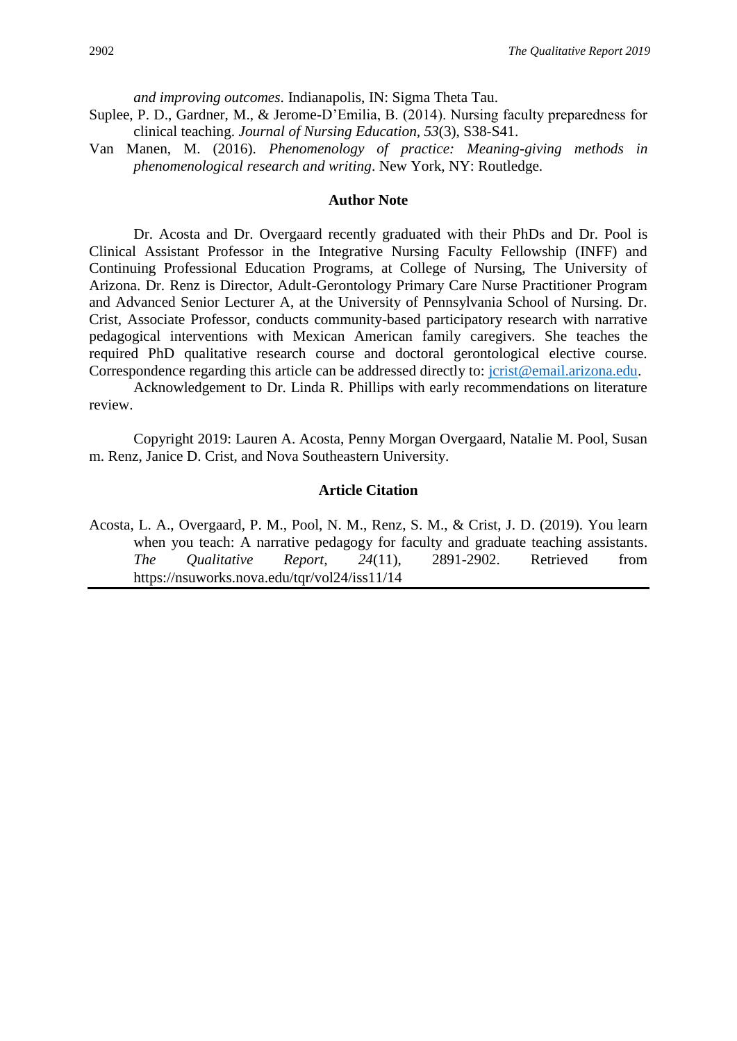*and improving outcomes*. Indianapolis, IN: Sigma Theta Tau.

Suplee, P. D., Gardner, M., & Jerome-D'Emilia, B. (2014). Nursing faculty preparedness for clinical teaching. *Journal of Nursing Education*, *53*(3), S38-S41.

Van Manen, M. (2016). *Phenomenology of practice: Meaning-giving methods in phenomenological research and writing*. New York, NY: Routledge.

## Author Note

Dr. Acosta and Dr. Overgaard recently graduated with their PhDs and Dr. Pool is Clinical Assistant Professor in the Integrative Nursing Faculty Fellowship (INFF) and Continuing Professional Education Programs, at College of Nursing, The University of Arizona. Dr. Renz is Director, Adult-Gerontology Primary Care Nurse Practitioner Program and Advanced Senior Lecturer A, at the University of Pennsylvania School of Nursing. Dr. Crist, Associate Professor, conducts community-based participatory research with narrative pedagogical interventions with Mexican American family caregivers. She teaches the required PhD qualitative research course and doctoral gerontological elective course. Correspondence regarding this article can be addressed directly to: jcrist@email.arizona.edu.

Acknowledgement to Dr. Linda R. Phillips with early recommendations on literature review.

Copyright 2019: Lauren A. Acosta, Penny Morgan Overgaard, Natalie M. Pool, Susan m. Renz, Janice D. Crist, and Nova Southeastern University.

## Article Citation

Acosta, L. A., Overgaard, P. M., Pool, N. M., Renz, S. M., & Crist, J. D. (2019). You learn when you teach: A narrative pedagogy for faculty and graduate teaching assistants. *The Qualitative Report*, *24*(11), 2891-2902. Retrieved from https://nsuworks.nova.edu/tqr/vol24/iss11/14